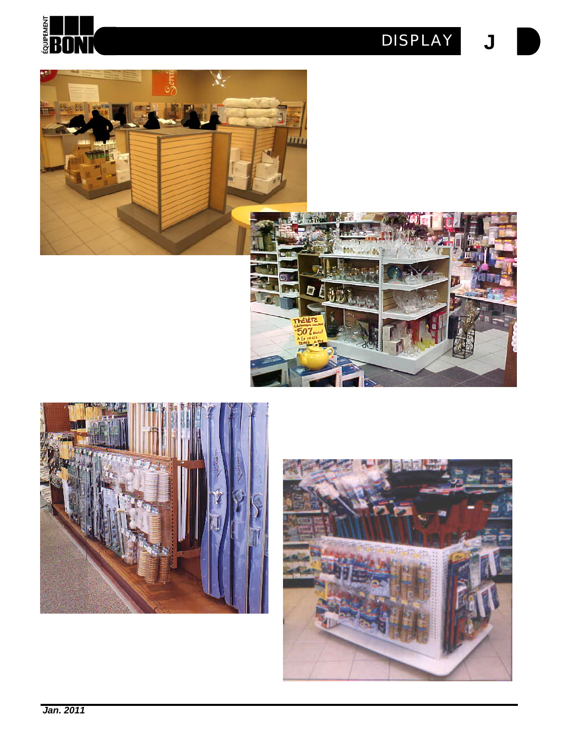# DISPLAY J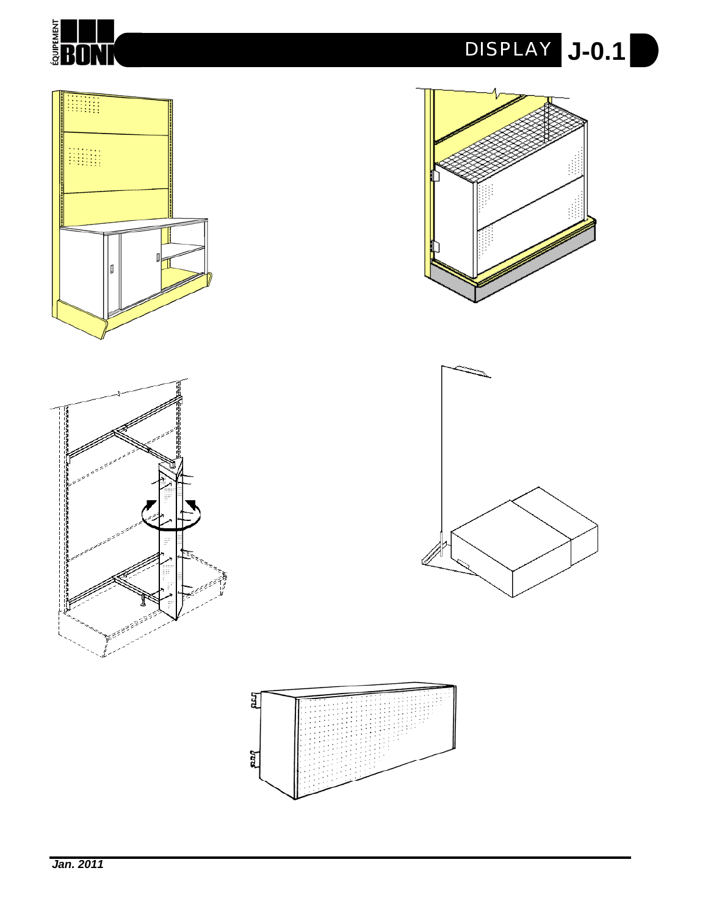# DISPLAY J-0.1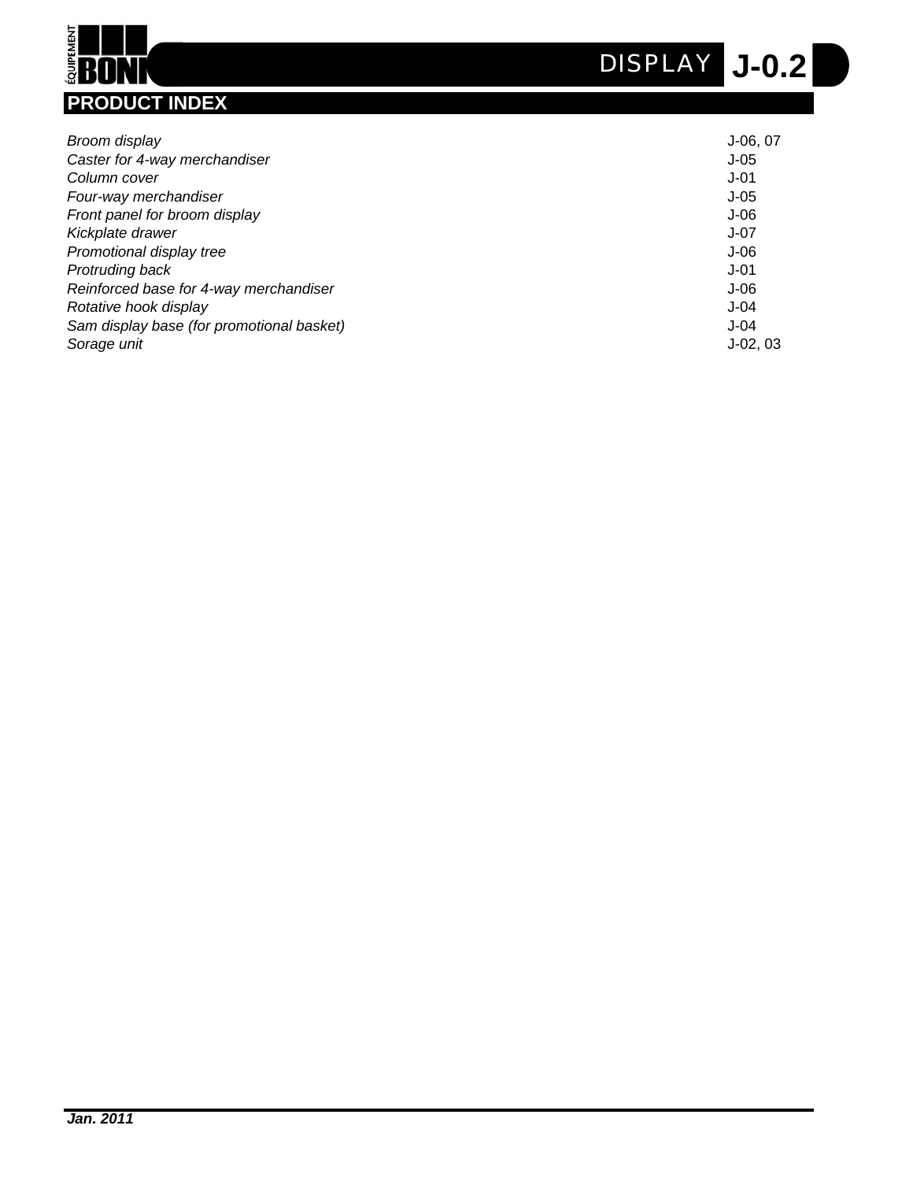## PRODUCT INDEX

| | |
|---|---|
| *Broom display* | J-06, 07 |
| *Caster for 4-way merchandiser* | J-05 |
| *Column cover* | J-01 |
| *Four-way merchandiser* | J-05 |
| *Front panel for broom display* | J-06 |
| *Kickplate drawer* | J-07 |
| *Promotional display tree* | J-06 |
| *Protruding back* | J-01 |
| *Reinforced base for 4-way merchandiser* | J-06 |
| *Rotative hook display* | J-04 |
| *Sam display base (for promotional basket)* | J-04 |
| *Sorage unit* | J-02, 03 |

***Jan. 2011***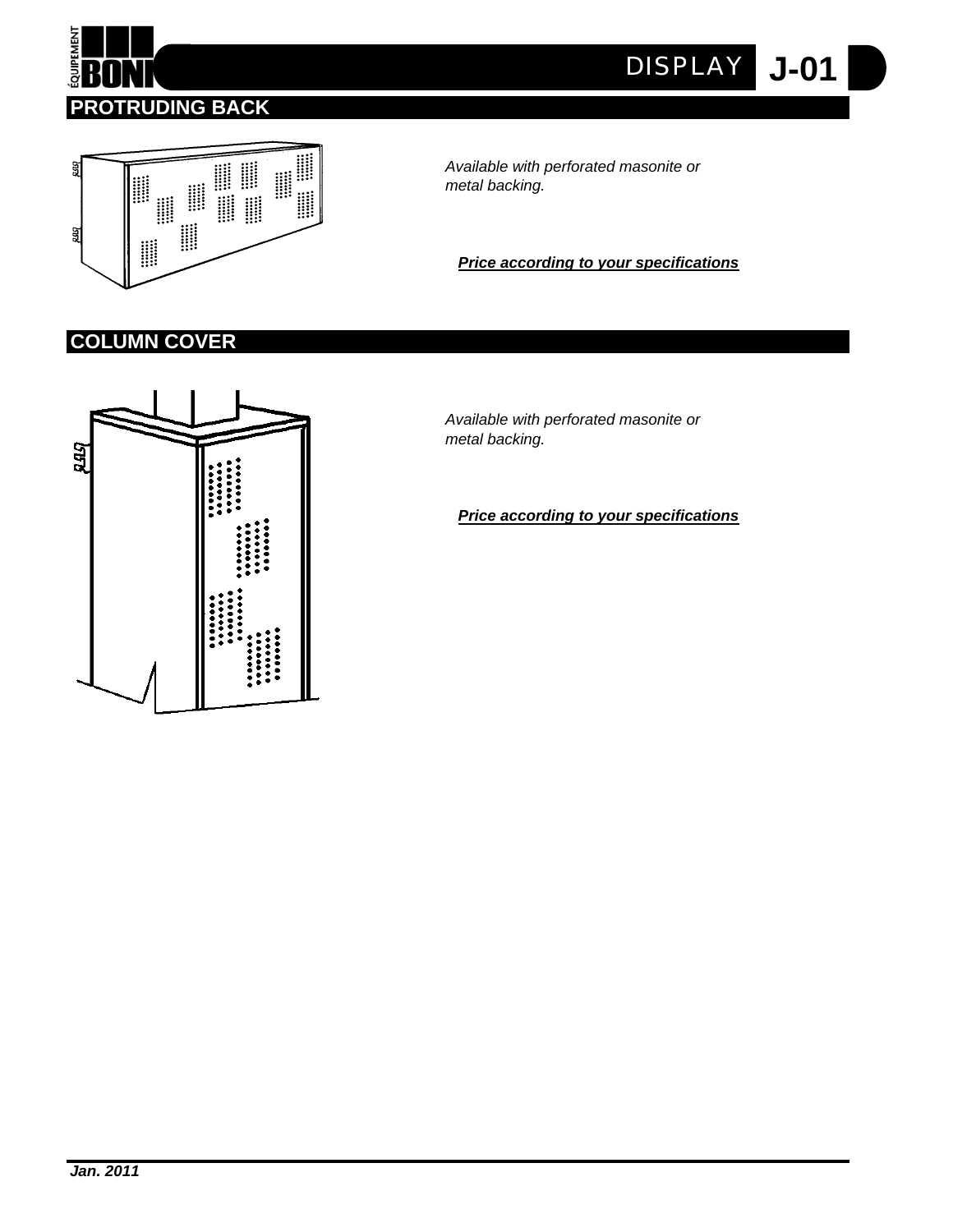## PROTRUDING BACK

*Available with perforated masonite or metal backing.*

***Price according to your specifications***

## COLUMN COVER

*Available with perforated masonite or metal backing.*

***Price according to your specifications***

***Jan. 2011***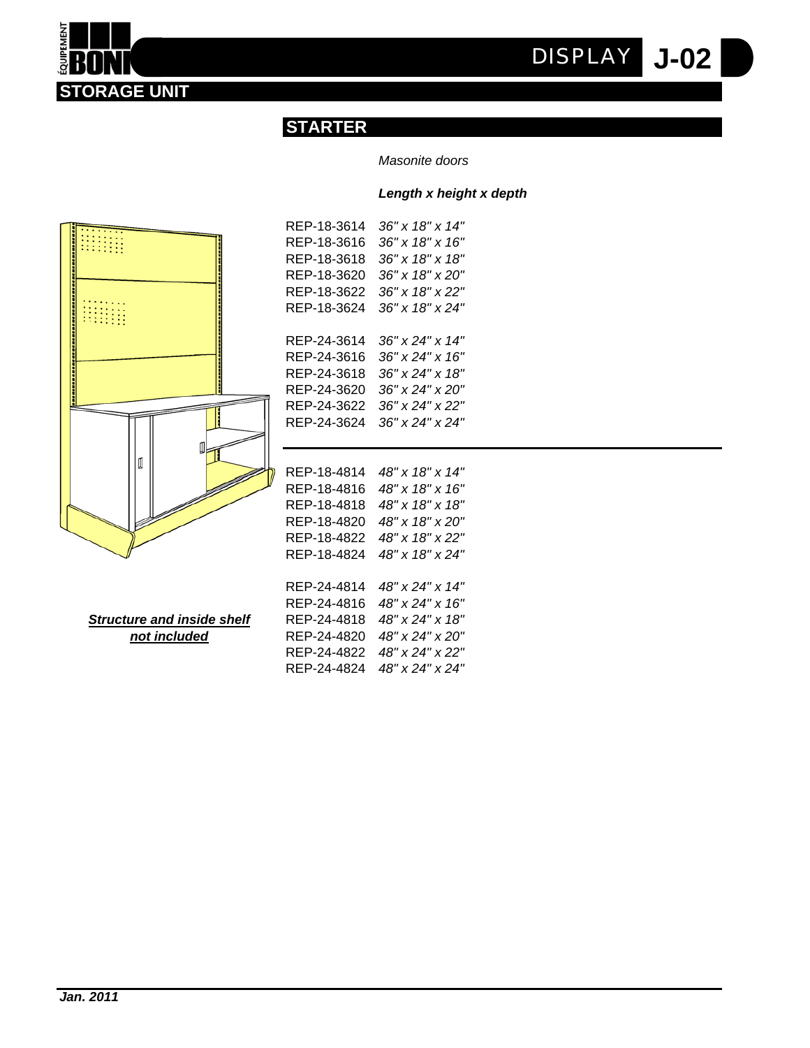# STORAGE UNIT

DISPLAY **J-02**

## STARTER

*Masonite doors*

***Length x height x depth***

| | |
|---|---|
| REP-18-3614 | *36" x 18" x 14"* |
| REP-18-3616 | *36" x 18" x 16"* |
| REP-18-3618 | *36" x 18" x 18"* |
| REP-18-3620 | *36" x 18" x 20"* |
| REP-18-3622 | *36" x 18" x 22"* |
| REP-18-3624 | *36" x 18" x 24"* |
| | |
| REP-24-3614 | *36" x 24" x 14"* |
| REP-24-3616 | *36" x 24" x 16"* |
| REP-24-3618 | *36" x 24" x 18"* |
| REP-24-3620 | *36" x 24" x 20"* |
| REP-24-3622 | *36" x 24" x 22"* |
| REP-24-3624 | *36" x 24" x 24"* |

| | |
|---|---|
| REP-18-4814 | *48" x 18" x 14"* |
| REP-18-4816 | *48" x 18" x 16"* |
| REP-18-4818 | *48" x 18" x 18"* |
| REP-18-4820 | *48" x 18" x 20"* |
| REP-18-4822 | *48" x 18" x 22"* |
| REP-18-4824 | *48" x 18" x 24"* |
| | |
| REP-24-4814 | *48" x 24" x 14"* |
| REP-24-4816 | *48" x 24" x 16"* |
| REP-24-4818 | *48" x 24" x 18"* |
| REP-24-4820 | *48" x 24" x 20"* |
| REP-24-4822 | *48" x 24" x 22"* |
| REP-24-4824 | *48" x 24" x 24"* |

***Structure and inside shelf not included***

***Jan. 2011***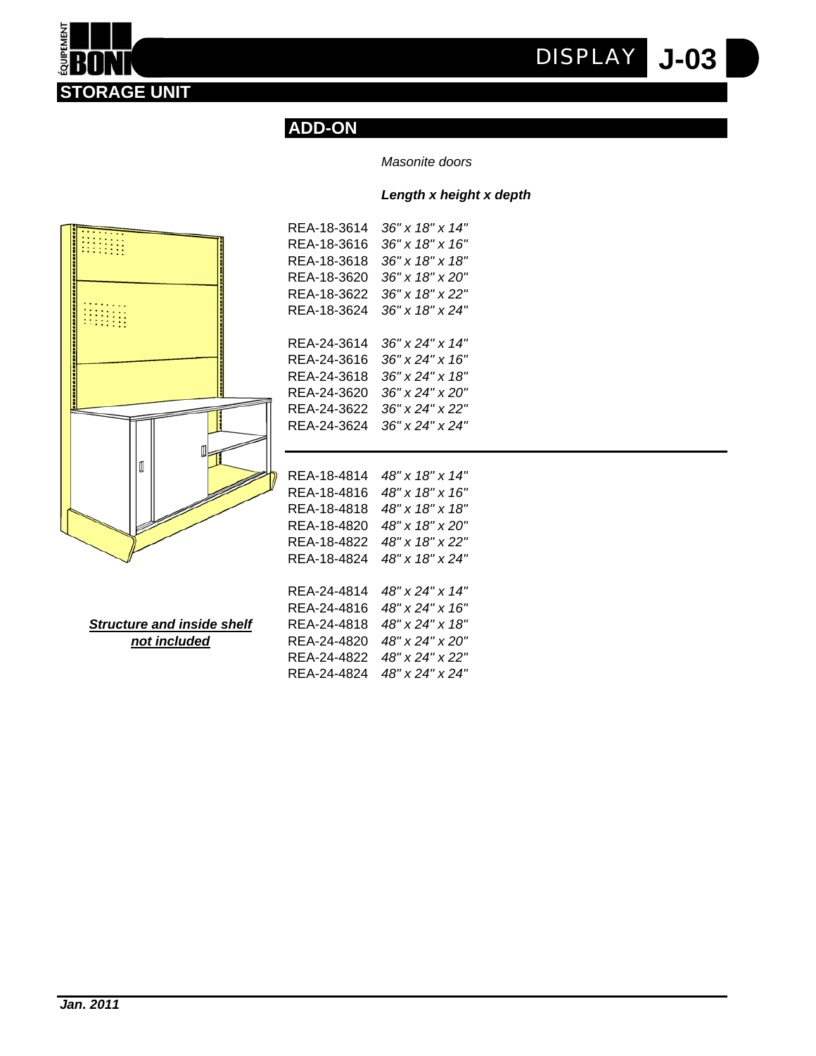# STORAGE UNIT

DISPLAY **J-03**

## ADD-ON

*Masonite doors*

| | ***Length x height x depth*** |
|---|---|
| REA-18-3614 | *36" x 18" x 14"* |
| REA-18-3616 | *36" x 18" x 16"* |
| REA-18-3618 | *36" x 18" x 18"* |
| REA-18-3620 | *36" x 18" x 20"* |
| REA-18-3622 | *36" x 18" x 22"* |
| REA-18-3624 | *36" x 18" x 24"* |
| REA-24-3614 | *36" x 24" x 14"* |
| REA-24-3616 | *36" x 24" x 16"* |
| REA-24-3618 | *36" x 24" x 18"* |
| REA-24-3620 | *36" x 24" x 20"* |
| REA-24-3622 | *36" x 24" x 22"* |
| REA-24-3624 | *36" x 24" x 24"* |
| REA-18-4814 | *48" x 18" x 14"* |
| REA-18-4816 | *48" x 18" x 16"* |
| REA-18-4818 | *48" x 18" x 18"* |
| REA-18-4820 | *48" x 18" x 20"* |
| REA-18-4822 | *48" x 18" x 22"* |
| REA-18-4824 | *48" x 18" x 24"* |
| REA-24-4814 | *48" x 24" x 14"* |
| REA-24-4816 | *48" x 24" x 16"* |
| REA-24-4818 | *48" x 24" x 18"* |
| REA-24-4820 | *48" x 24" x 20"* |
| REA-24-4822 | *48" x 24" x 22"* |
| REA-24-4824 | *48" x 24" x 24"* |

***Structure and inside shelf not included***

***Jan. 2011***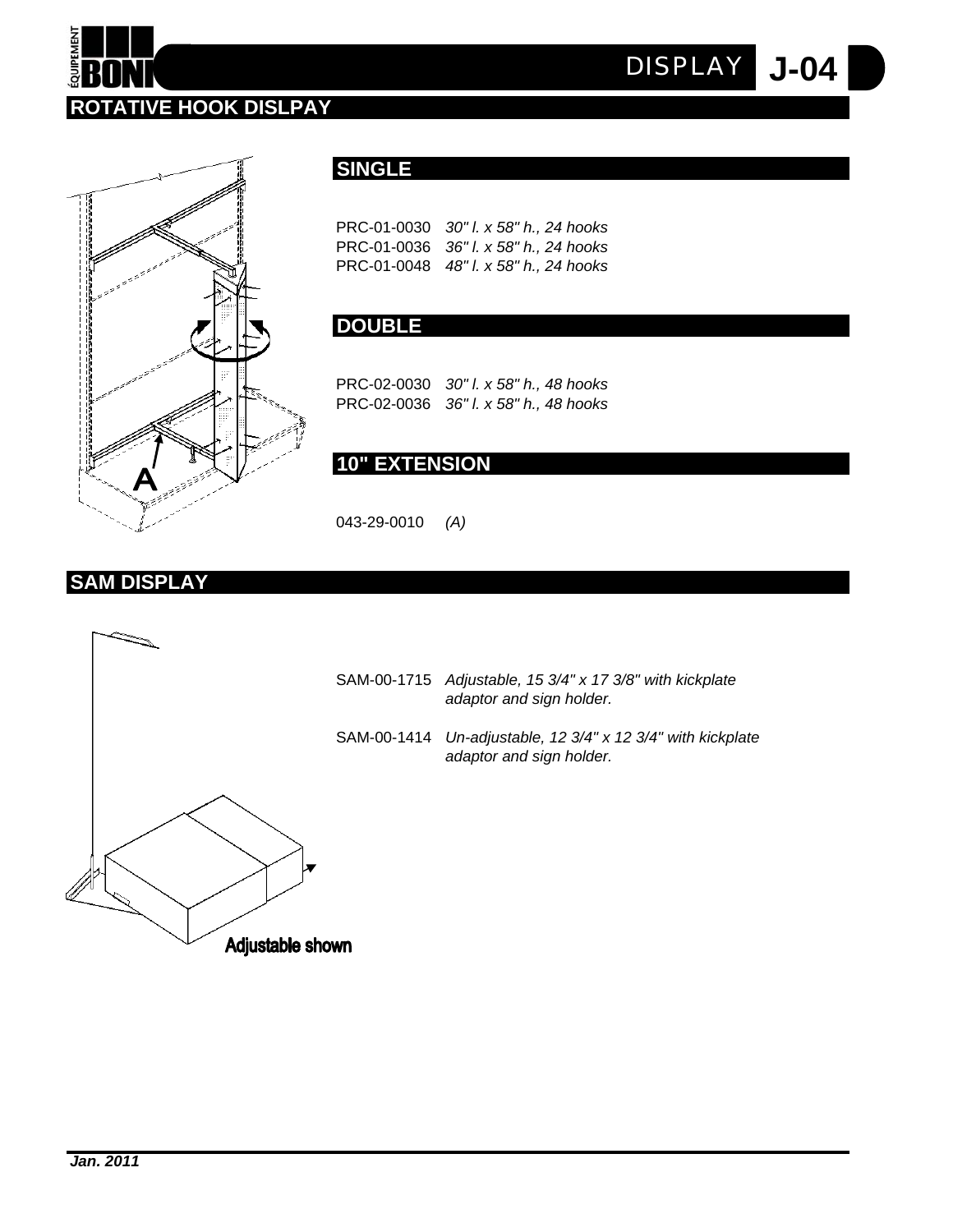## ROTATIVE HOOK DISLPAY

### SINGLE

PRC-01-0030 *30" l. x 58" h., 24 hooks*
PRC-01-0036 *36" l. x 58" h., 24 hooks*
PRC-01-0048 *48" l. x 58" h., 24 hooks*

### DOUBLE

PRC-02-0030 *30" l. x 58" h., 48 hooks*
PRC-02-0036 *36" l. x 58" h., 48 hooks*

### 10" EXTENSION

043-29-0010 *(A)*

## SAM DISPLAY

SAM-00-1715 *Adjustable, 15 3/4" x 17 3/8" with kickplate adaptor and sign holder.*

SAM-00-1414 *Un-adjustable, 12 3/4" x 12 3/4" with kickplate adaptor and sign holder.*

Adjustable shown

***Jan. 2011***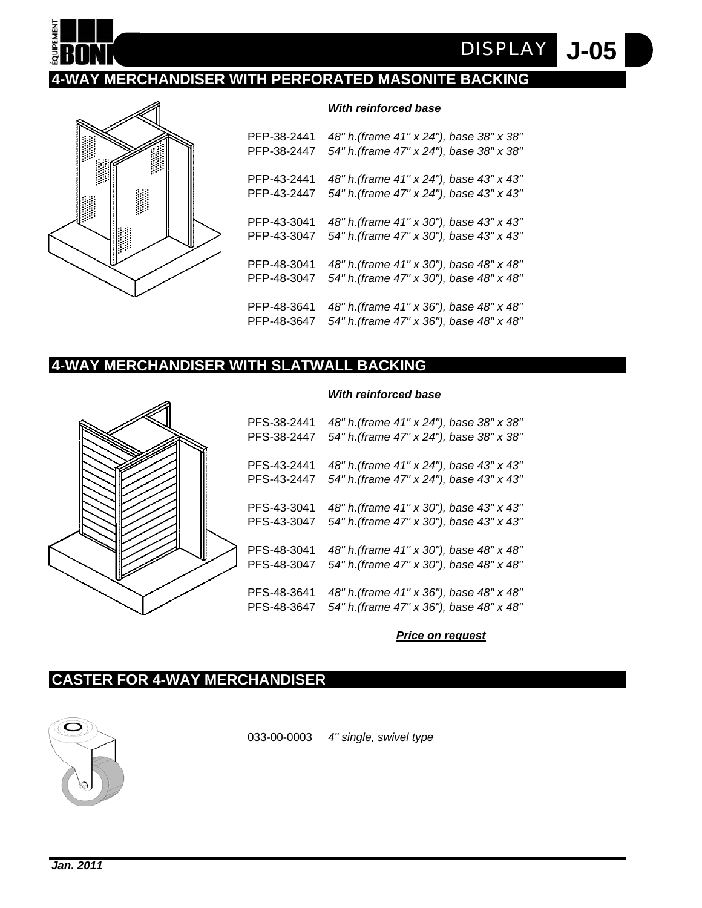# DISPLAY J-05

## 4-WAY MERCHANDISER WITH PERFORATED MASONITE BACKING

***With reinforced base***

| | |
|---|---|
| PFP-38-2441 | *48" h.(frame 41" x 24"), base 38" x 38"* |
| PFP-38-2447 | *54" h.(frame 47" x 24"), base 38" x 38"* |
| PFP-43-2441 | *48" h.(frame 41" x 24"), base 43" x 43"* |
| PFP-43-2447 | *54" h.(frame 47" x 24"), base 43" x 43"* |
| PFP-43-3041 | *48" h.(frame 41" x 30"), base 43" x 43"* |
| PFP-43-3047 | *54" h.(frame 47" x 30"), base 43" x 43"* |
| PFP-48-3041 | *48" h.(frame 41" x 30"), base 48" x 48"* |
| PFP-48-3047 | *54" h.(frame 47" x 30"), base 48" x 48"* |
| PFP-48-3641 | *48" h.(frame 41" x 36"), base 48" x 48"* |
| PFP-48-3647 | *54" h.(frame 47" x 36"), base 48" x 48"* |

## 4-WAY MERCHANDISER WITH SLATWALL BACKING

***With reinforced base***

| | |
|---|---|
| PFS-38-2441 | *48" h.(frame 41" x 24"), base 38" x 38"* |
| PFS-38-2447 | *54" h.(frame 47" x 24"), base 38" x 38"* |
| PFS-43-2441 | *48" h.(frame 41" x 24"), base 43" x 43"* |
| PFS-43-2447 | *54" h.(frame 47" x 24"), base 43" x 43"* |
| PFS-43-3041 | *48" h.(frame 41" x 30"), base 43" x 43"* |
| PFS-43-3047 | *54" h.(frame 47" x 30"), base 43" x 43"* |
| PFS-48-3041 | *48" h.(frame 41" x 30"), base 48" x 48"* |
| PFS-48-3047 | *54" h.(frame 47" x 30"), base 48" x 48"* |
| PFS-48-3641 | *48" h.(frame 41" x 36"), base 48" x 48"* |
| PFS-48-3647 | *54" h.(frame 47" x 36"), base 48" x 48"* |

***Price on request***

## CASTER FOR 4-WAY MERCHANDISER

033-00-0003 *4" single, swivel type*

***Jan. 2011***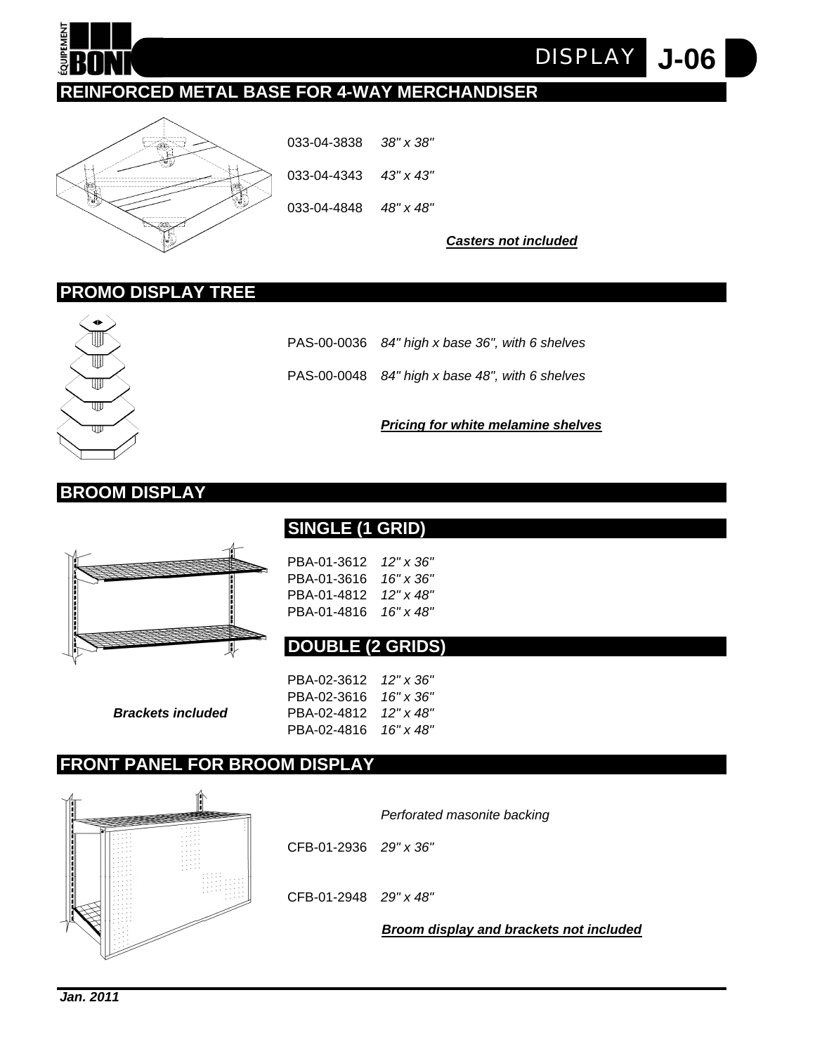# DISPLAY J-06

## REINFORCED METAL BASE FOR 4-WAY MERCHANDISER

033-04-3838 *38" x 38"*

033-04-4343 *43" x 43"*

033-04-4848 *48" x 48"*

***Casters not included***

## PROMO DISPLAY TREE

PAS-00-0036 *84" high x base 36", with 6 shelves*

PAS-00-0048 *84" high x base 48", with 6 shelves*

***Pricing for white melamine shelves***

## BROOM DISPLAY

### SINGLE (1 GRID)

PBA-01-3612 *12" x 36"*
PBA-01-3616 *16" x 36"*
PBA-01-4812 *12" x 48"*
PBA-01-4816 *16" x 48"*

### DOUBLE (2 GRIDS)

PBA-02-3612 *12" x 36"*
PBA-02-3616 *16" x 36"*
PBA-02-4812 *12" x 48"*
PBA-02-4816 *16" x 48"*

***Brackets included***

## FRONT PANEL FOR BROOM DISPLAY

*Perforated masonite backing*

CFB-01-2936 *29" x 36"*

CFB-01-2948 *29" x 48"*

***Broom display and brackets not included***

***Jan. 2011***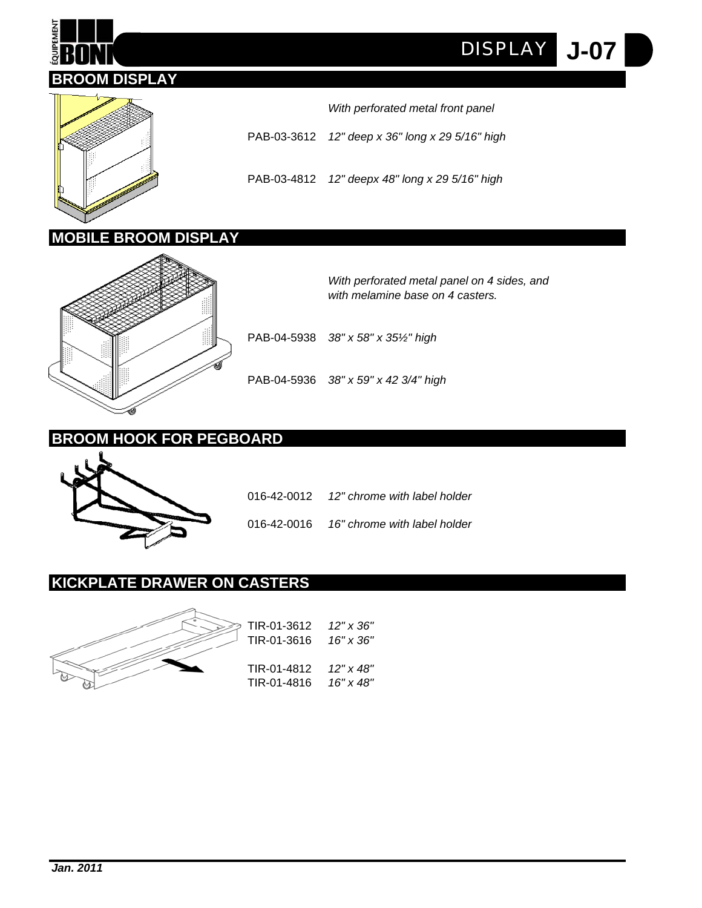# BROOM DISPLAY

*With perforated metal front panel*

PAB-03-3612 *12" deep x 36" long x 29 5/16" high*

PAB-03-4812 *12" deepx 48" long x 29 5/16" high*

# MOBILE BROOM DISPLAY

*With perforated metal panel on 4 sides, and with melamine base on 4 casters.*

PAB-04-5938 *38" x 58" x 35½" high*

PAB-04-5936 *38" x 59" x 42 3/4" high*

# BROOM HOOK FOR PEGBOARD

016-42-0012 *12" chrome with label holder*

016-42-0016 *16" chrome with label holder*

# KICKPLATE DRAWER ON CASTERS

TIR-01-3612 *12" x 36"*
TIR-01-3616 *16" x 36"*

TIR-01-4812 *12" x 48"*
TIR-01-4816 *16" x 48"*

***Jan. 2011***